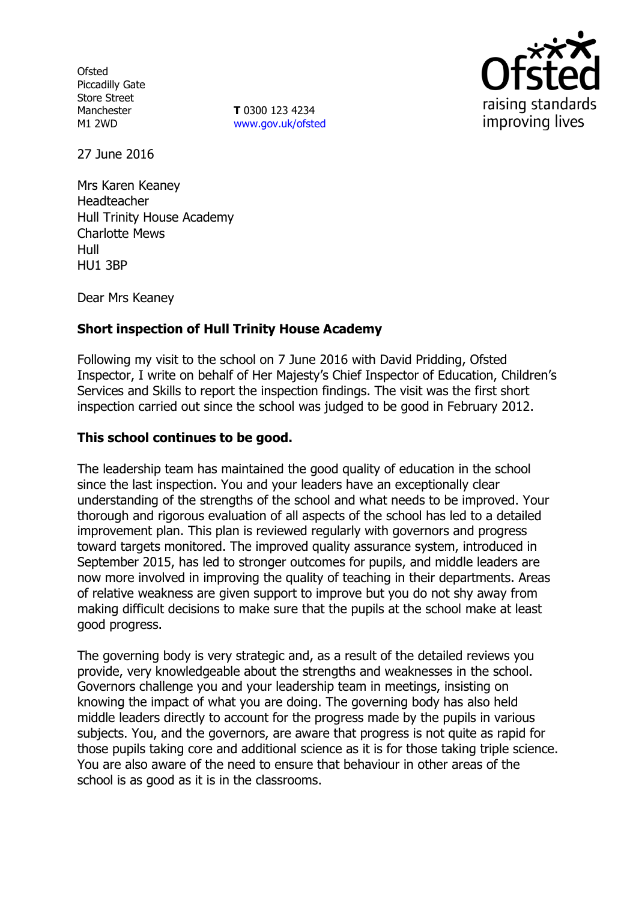Ofsted
Piccadilly Gate
Store Street
Manchester
M1 2WD

**T** 0300 123 4234
www.gov.uk/ofsted

27 June 2016

Mrs Karen Keaney
Headteacher
Hull Trinity House Academy
Charlotte Mews
Hull
HU1 3BP

Dear Mrs Keaney

**Short inspection of Hull Trinity House Academy**

Following my visit to the school on 7 June 2016 with David Pridding, Ofsted Inspector, I write on behalf of Her Majesty's Chief Inspector of Education, Children's Services and Skills to report the inspection findings. The visit was the first short inspection carried out since the school was judged to be good in February 2012.

**This school continues to be good.**

The leadership team has maintained the good quality of education in the school since the last inspection. You and your leaders have an exceptionally clear understanding of the strengths of the school and what needs to be improved. Your thorough and rigorous evaluation of all aspects of the school has led to a detailed improvement plan. This plan is reviewed regularly with governors and progress toward targets monitored. The improved quality assurance system, introduced in September 2015, has led to stronger outcomes for pupils, and middle leaders are now more involved in improving the quality of teaching in their departments. Areas of relative weakness are given support to improve but you do not shy away from making difficult decisions to make sure that the pupils at the school make at least good progress.

The governing body is very strategic and, as a result of the detailed reviews you provide, very knowledgeable about the strengths and weaknesses in the school. Governors challenge you and your leadership team in meetings, insisting on knowing the impact of what you are doing. The governing body has also held middle leaders directly to account for the progress made by the pupils in various subjects. You, and the governors, are aware that progress is not quite as rapid for those pupils taking core and additional science as it is for those taking triple science. You are also aware of the need to ensure that behaviour in other areas of the school is as good as it is in the classrooms.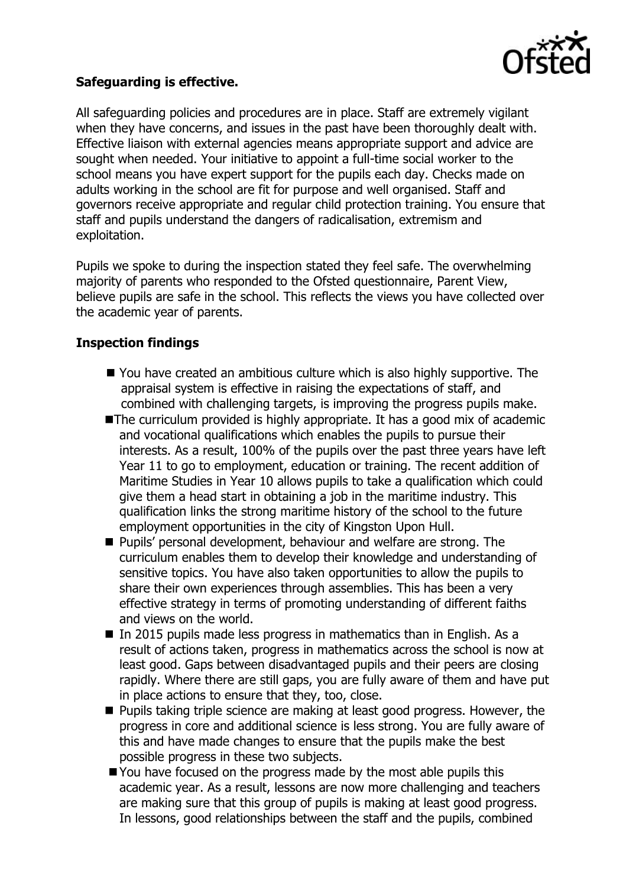**Safeguarding is effective.**

All safeguarding policies and procedures are in place. Staff are extremely vigilant when they have concerns, and issues in the past have been thoroughly dealt with. Effective liaison with external agencies means appropriate support and advice are sought when needed. Your initiative to appoint a full-time social worker to the school means you have expert support for the pupils each day. Checks made on adults working in the school are fit for purpose and well organised. Staff and governors receive appropriate and regular child protection training. You ensure that staff and pupils understand the dangers of radicalisation, extremism and exploitation.

Pupils we spoke to during the inspection stated they feel safe. The overwhelming majority of parents who responded to the Ofsted questionnaire, Parent View, believe pupils are safe in the school. This reflects the views you have collected over the academic year of parents.

**Inspection findings**

- You have created an ambitious culture which is also highly supportive. The appraisal system is effective in raising the expectations of staff, and combined with challenging targets, is improving the progress pupils make.
- The curriculum provided is highly appropriate. It has a good mix of academic and vocational qualifications which enables the pupils to pursue their interests. As a result, 100% of the pupils over the past three years have left Year 11 to go to employment, education or training. The recent addition of Maritime Studies in Year 10 allows pupils to take a qualification which could give them a head start in obtaining a job in the maritime industry. This qualification links the strong maritime history of the school to the future employment opportunities in the city of Kingston Upon Hull.
- Pupils' personal development, behaviour and welfare are strong. The curriculum enables them to develop their knowledge and understanding of sensitive topics. You have also taken opportunities to allow the pupils to share their own experiences through assemblies. This has been a very effective strategy in terms of promoting understanding of different faiths and views on the world.
- In 2015 pupils made less progress in mathematics than in English. As a result of actions taken, progress in mathematics across the school is now at least good. Gaps between disadvantaged pupils and their peers are closing rapidly. Where there are still gaps, you are fully aware of them and have put in place actions to ensure that they, too, close.
- Pupils taking triple science are making at least good progress. However, the progress in core and additional science is less strong. You are fully aware of this and have made changes to ensure that the pupils make the best possible progress in these two subjects.
- You have focused on the progress made by the most able pupils this academic year. As a result, lessons are now more challenging and teachers are making sure that this group of pupils is making at least good progress. In lessons, good relationships between the staff and the pupils, combined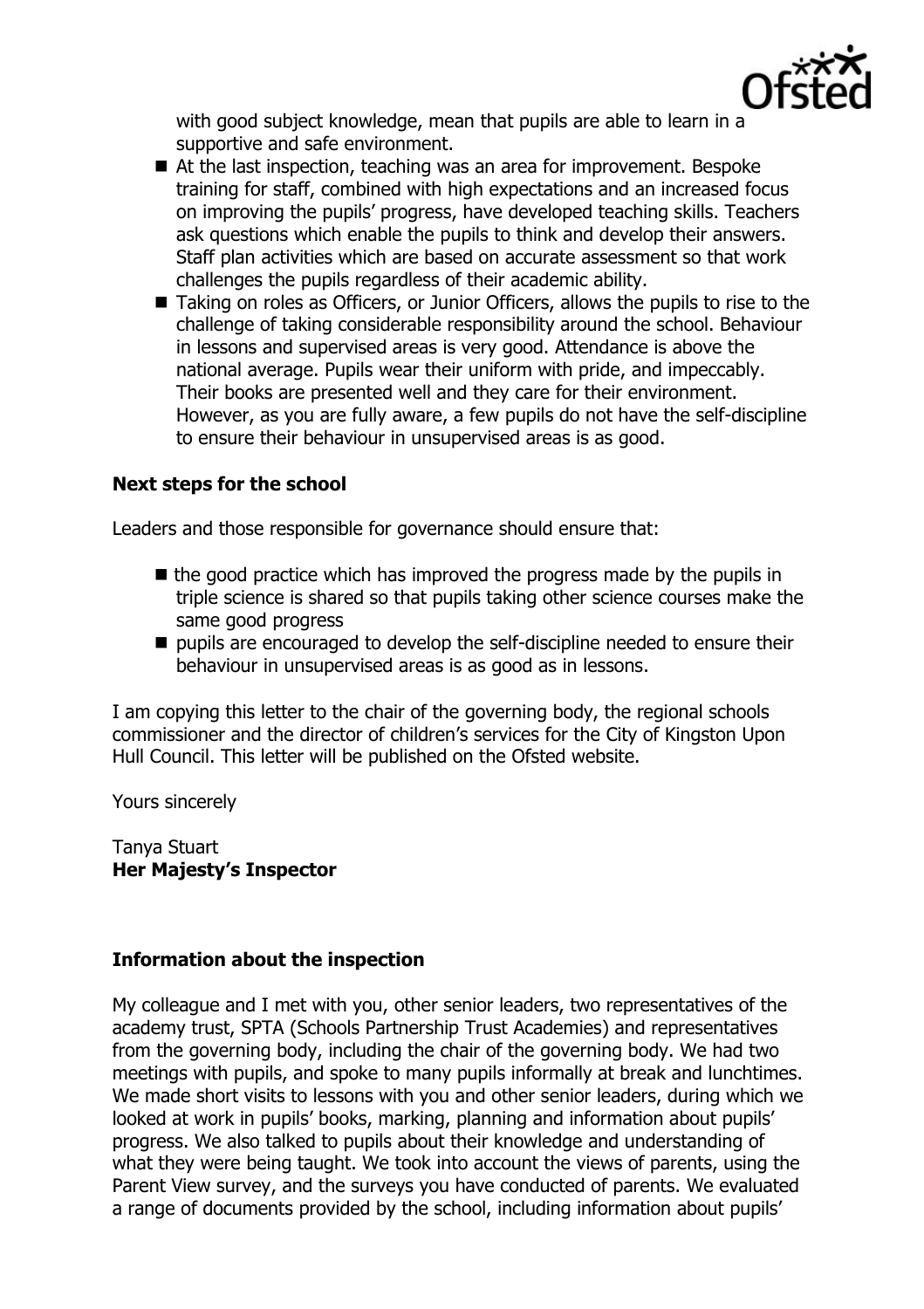with good subject knowledge, mean that pupils are able to learn in a supportive and safe environment.

- At the last inspection, teaching was an area for improvement. Bespoke training for staff, combined with high expectations and an increased focus on improving the pupils' progress, have developed teaching skills. Teachers ask questions which enable the pupils to think and develop their answers. Staff plan activities which are based on accurate assessment so that work challenges the pupils regardless of their academic ability.
- Taking on roles as Officers, or Junior Officers, allows the pupils to rise to the challenge of taking considerable responsibility around the school. Behaviour in lessons and supervised areas is very good. Attendance is above the national average. Pupils wear their uniform with pride, and impeccably. Their books are presented well and they care for their environment. However, as you are fully aware, a few pupils do not have the self-discipline to ensure their behaviour in unsupervised areas is as good.

## Next steps for the school

Leaders and those responsible for governance should ensure that:

- the good practice which has improved the progress made by the pupils in triple science is shared so that pupils taking other science courses make the same good progress
- pupils are encouraged to develop the self-discipline needed to ensure their behaviour in unsupervised areas is as good as in lessons.

I am copying this letter to the chair of the governing body, the regional schools commissioner and the director of children's services for the City of Kingston Upon Hull Council. This letter will be published on the Ofsted website.

Yours sincerely

Tanya Stuart
**Her Majesty's Inspector**

## Information about the inspection

My colleague and I met with you, other senior leaders, two representatives of the academy trust, SPTA (Schools Partnership Trust Academies) and representatives from the governing body, including the chair of the governing body. We had two meetings with pupils, and spoke to many pupils informally at break and lunchtimes. We made short visits to lessons with you and other senior leaders, during which we looked at work in pupils' books, marking, planning and information about pupils' progress. We also talked to pupils about their knowledge and understanding of what they were being taught. We took into account the views of parents, using the Parent View survey, and the surveys you have conducted of parents. We evaluated a range of documents provided by the school, including information about pupils'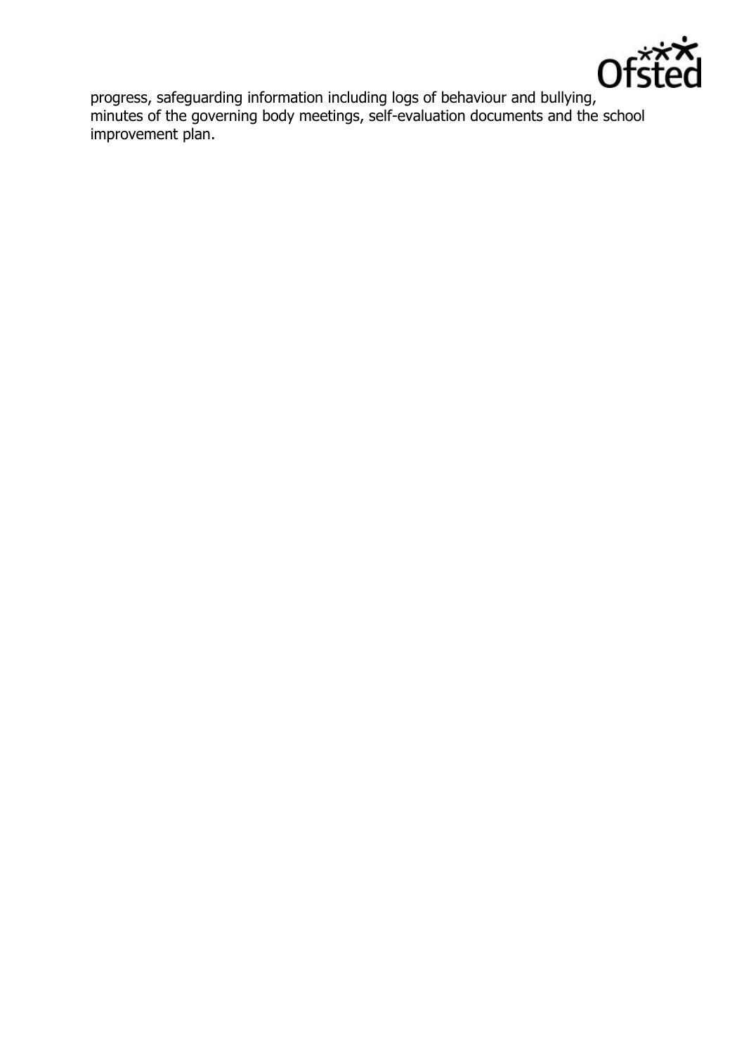progress, safeguarding information including logs of behaviour and bullying, minutes of the governing body meetings, self-evaluation documents and the school improvement plan.